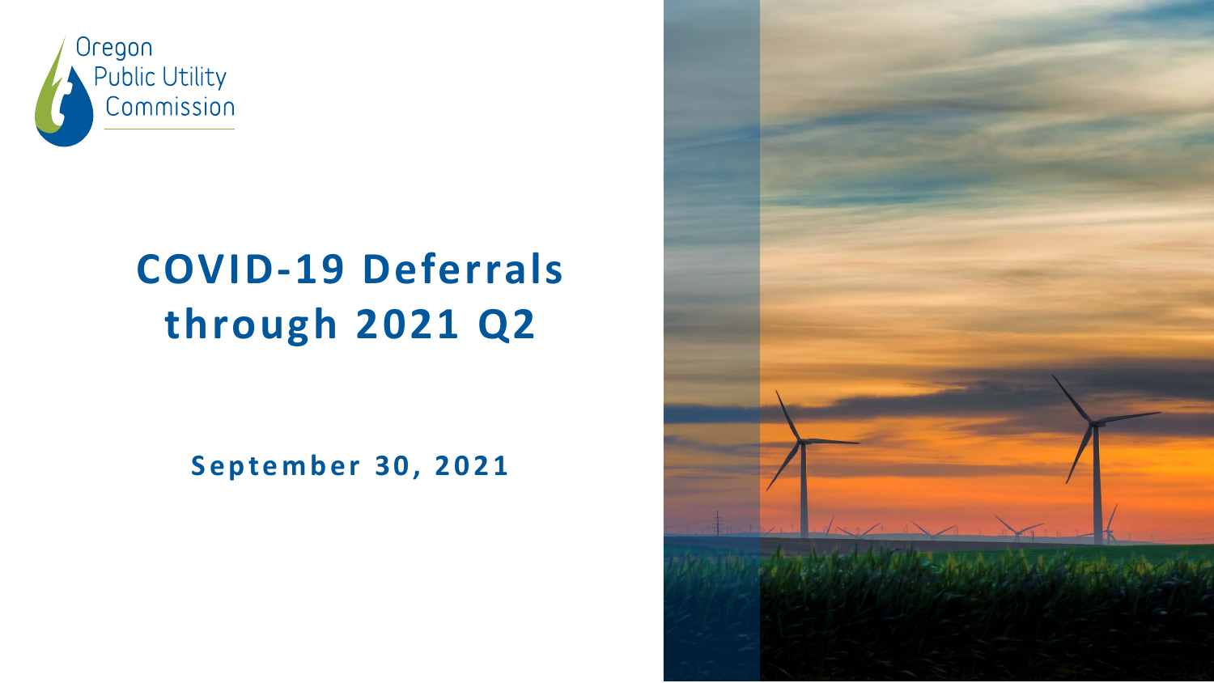Oregon Public Utility Commission

# COVID-19 Deferrals through 2021 Q2

**September 30, 2021**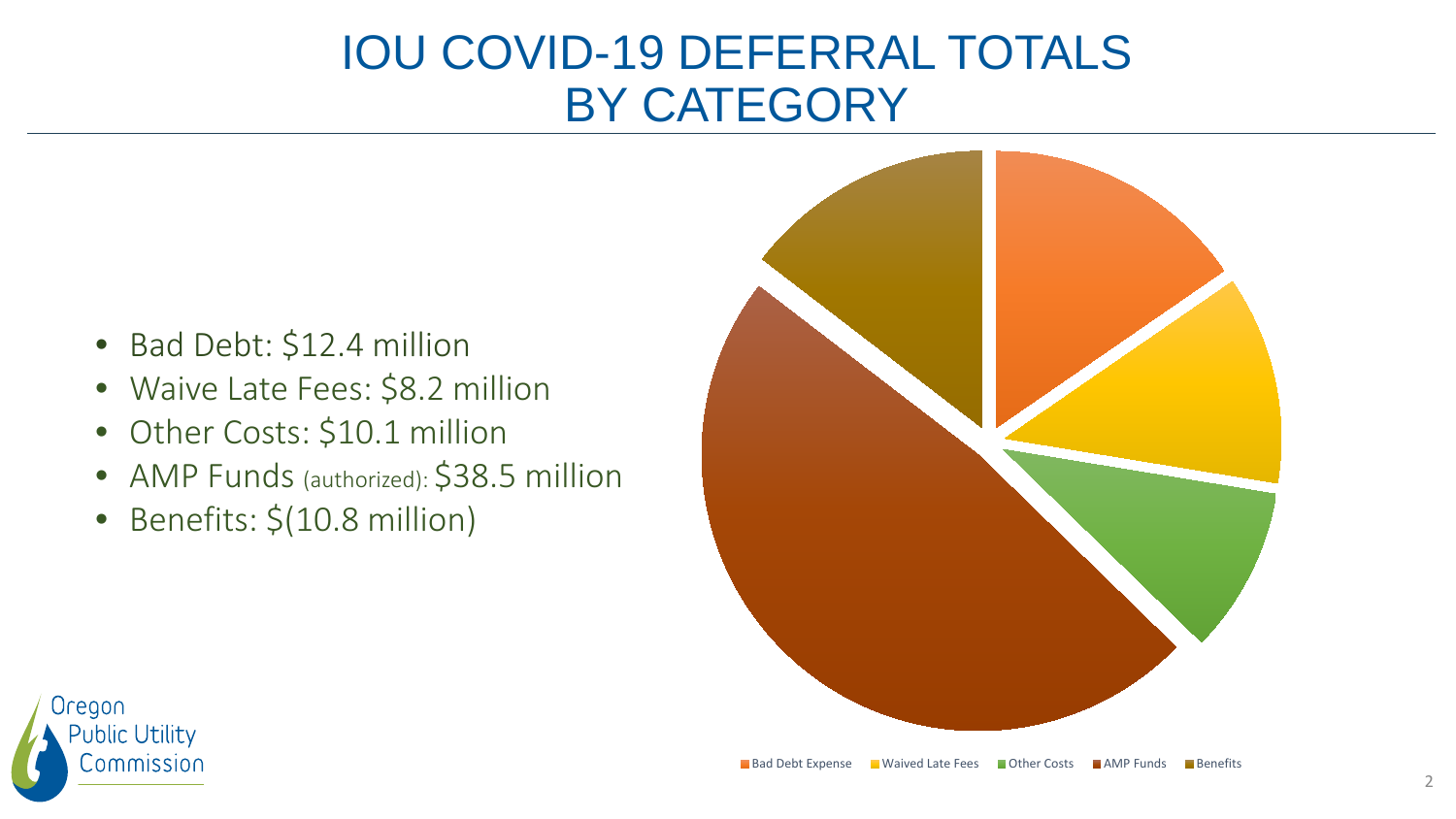# IOU COVID-19 DEFERRAL TOTALS BY CATEGORY

- Bad Debt: $12.4 million
- Waive Late Fees: $8.2 million
- Other Costs: $10.1 million
- AMP Funds (authorized): $38.5 million
- Benefits: $(10.8 million)

Bad Debt Expense | Waived Late Fees | Other Costs | AMP Funds | Benefits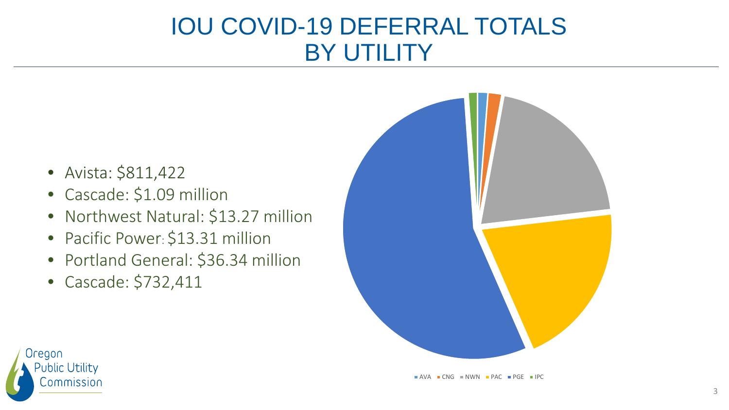# IOU COVID-19 DEFERRAL TOTALS BY UTILITY

- Avista: $811,422
- Cascade: $1.09 million
- Northwest Natural: $13.27 million
- Pacific Power: $13.31 million
- Portland General: $36.34 million
- Cascade: $732,411

AVA CNG NWN PAC PGE IPC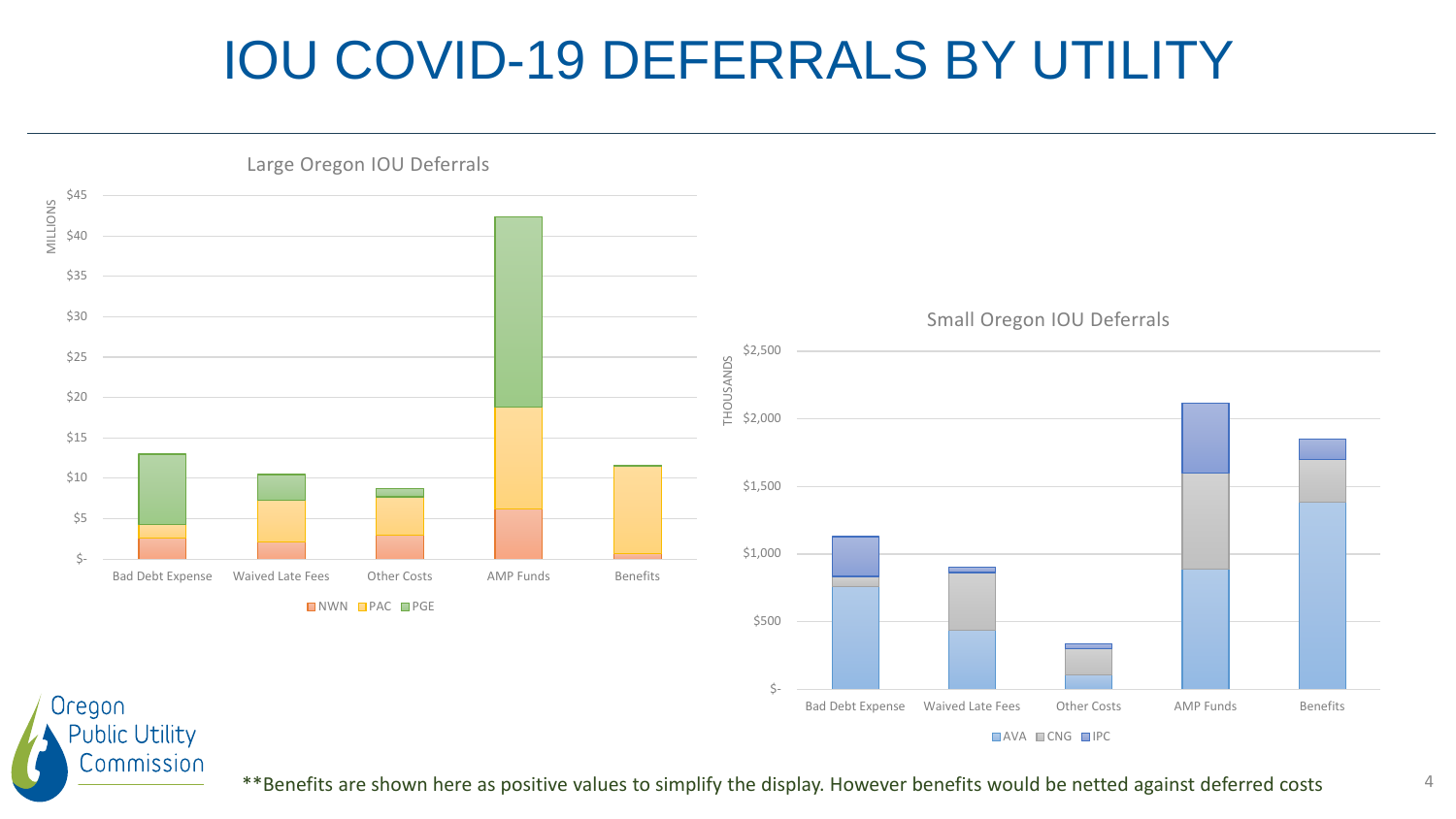# IOU COVID-19 DEFERRALS BY UTILITY

Large Oregon IOU Deferrals

MILLIONS

$45 $40 $35 $30 $25 $20 $15 $10 $5 $-

Bad Debt Expense | Waived Late Fees | Other Costs | AMP Funds | Benefits

NWN PAC PGE

Small Oregon IOU Deferrals

THOUSANDS

$2,500 $2,000 $1,500 $1,000 $500 $-

Bad Debt Expense | Waived Late Fees | Other Costs | AMP Funds | Benefits

AVA CNG IPC

**Benefits are shown here as positive values to simplify the display. However benefits would be netted against deferred costs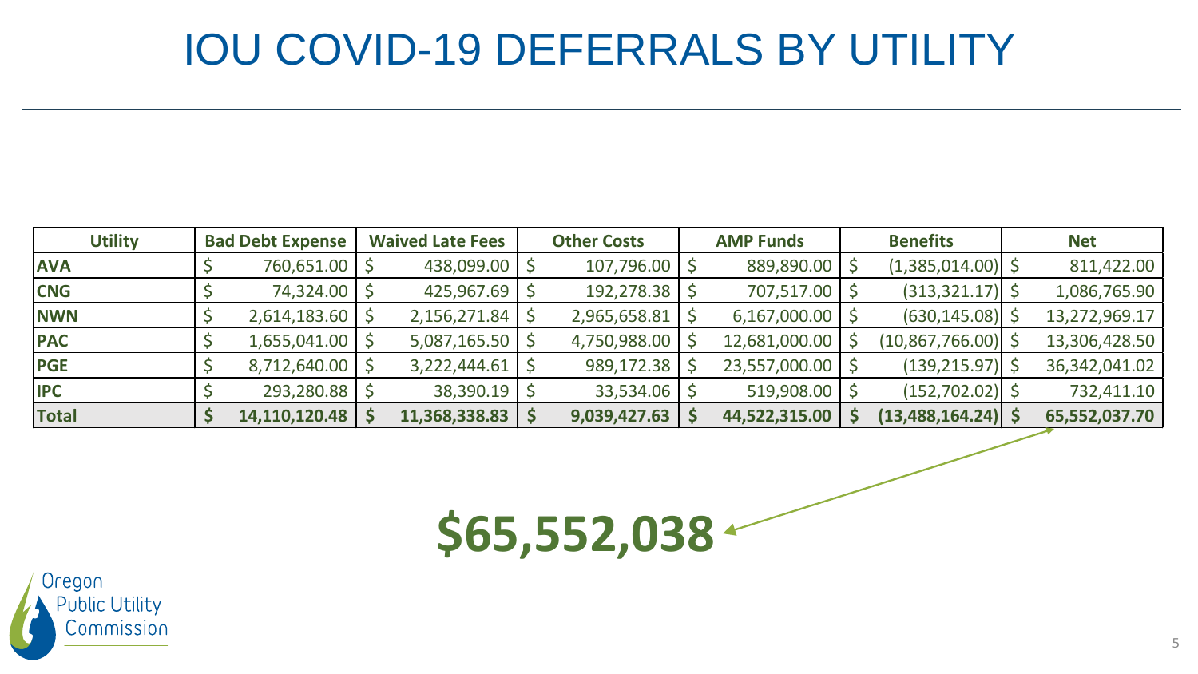# IOU COVID-19 DEFERRALS BY UTILITY

| Utility | Bad Debt Expense | Waived Late Fees | Other Costs | AMP Funds | Benefits | Net |
|---|---|---|---|---|---|---|
| **AVA** | $ 760,651.00 | $ 438,099.00 | $ 107,796.00 | $ 889,890.00 | $ (1,385,014.00) | $ 811,422.00 |
| **CNG** | $ 74,324.00 | $ 425,967.69 | $ 192,278.38 | $ 707,517.00 | $ (313,321.17) | $ 1,086,765.90 |
| **NWN** | $ 2,614,183.60 | $ 2,156,271.84 | $ 2,965,658.81 | $ 6,167,000.00 | $ (630,145.08) | $ 13,272,969.17 |
| **PAC** | $ 1,655,041.00 | $ 5,087,165.50 | $ 4,750,988.00 | $ 12,681,000.00 | $ (10,867,766.00) | $ 13,306,428.50 |
| **PGE** | $ 8,712,640.00 | $ 3,222,444.61 | $ 989,172.38 | $ 23,557,000.00 | $ (139,215.97) | $ 36,342,041.02 |
| **IPC** | $ 293,280.88 | $ 38,390.19 | $ 33,534.06 | $ 519,908.00 | $ (152,702.02) | $ 732,411.10 |
| **Total** | **$ 14,110,120.48** | **$ 11,368,338.83** | **$ 9,039,427.63** | **$ 44,522,315.00** | **$ (13,488,164.24)** | **$ 65,552,037.70** |

**$65,552,038**

Oregon Public Utility Commission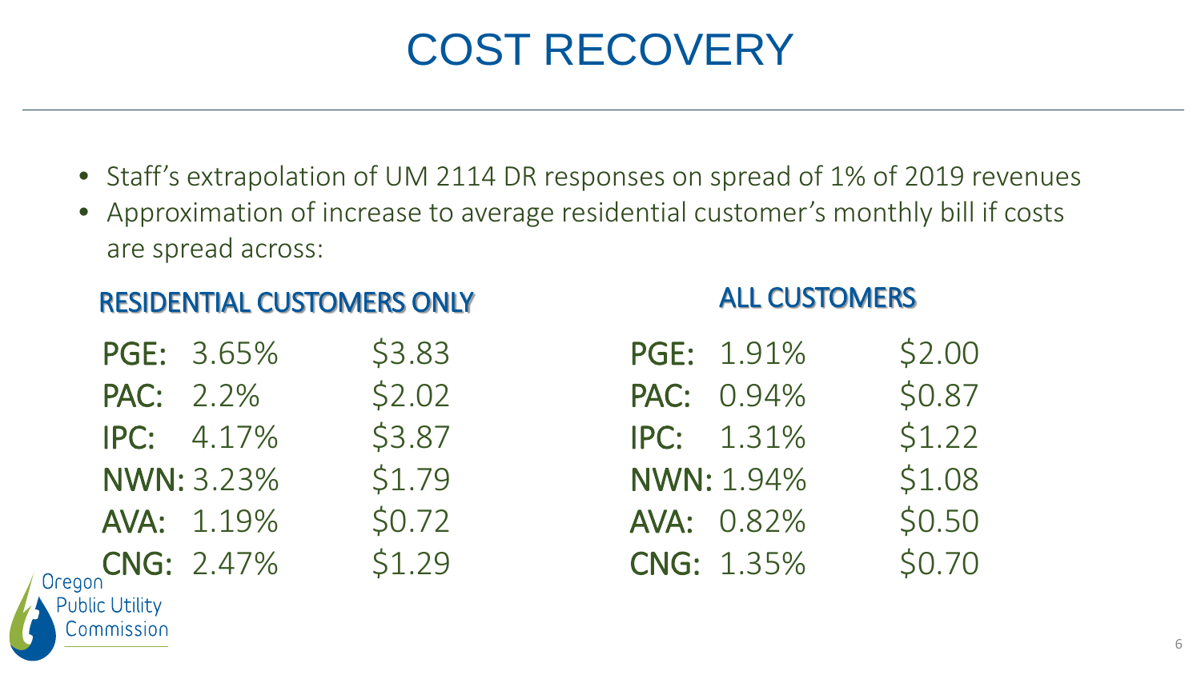# COST RECOVERY

- Staff's extrapolation of UM 2114 DR responses on spread of 1% of 2019 revenues
- Approximation of increase to average residential customer's monthly bill if costs are spread across:

## RESIDENTIAL CUSTOMERS ONLY

| | | |
|---|---|---|
| **PGE:** | 3.65% | $3.83 |
| **PAC:** | 2.2% | $2.02 |
| **IPC:** | 4.17% | $3.87 |
| **NWN:** | 3.23% | $1.79 |
| **AVA:** | 1.19% | $0.72 |
| **CNG:** | 2.47% | $1.29 |

## ALL CUSTOMERS

| | | |
|---|---|---|
| **PGE:** | 1.91% | $2.00 |
| **PAC:** | 0.94% | $0.87 |
| **IPC:** | 1.31% | $1.22 |
| **NWN:** | 1.94% | $1.08 |
| **AVA:** | 0.82% | $0.50 |
| **CNG:** | 1.35% | $0.70 |

Oregon Public Utility Commission